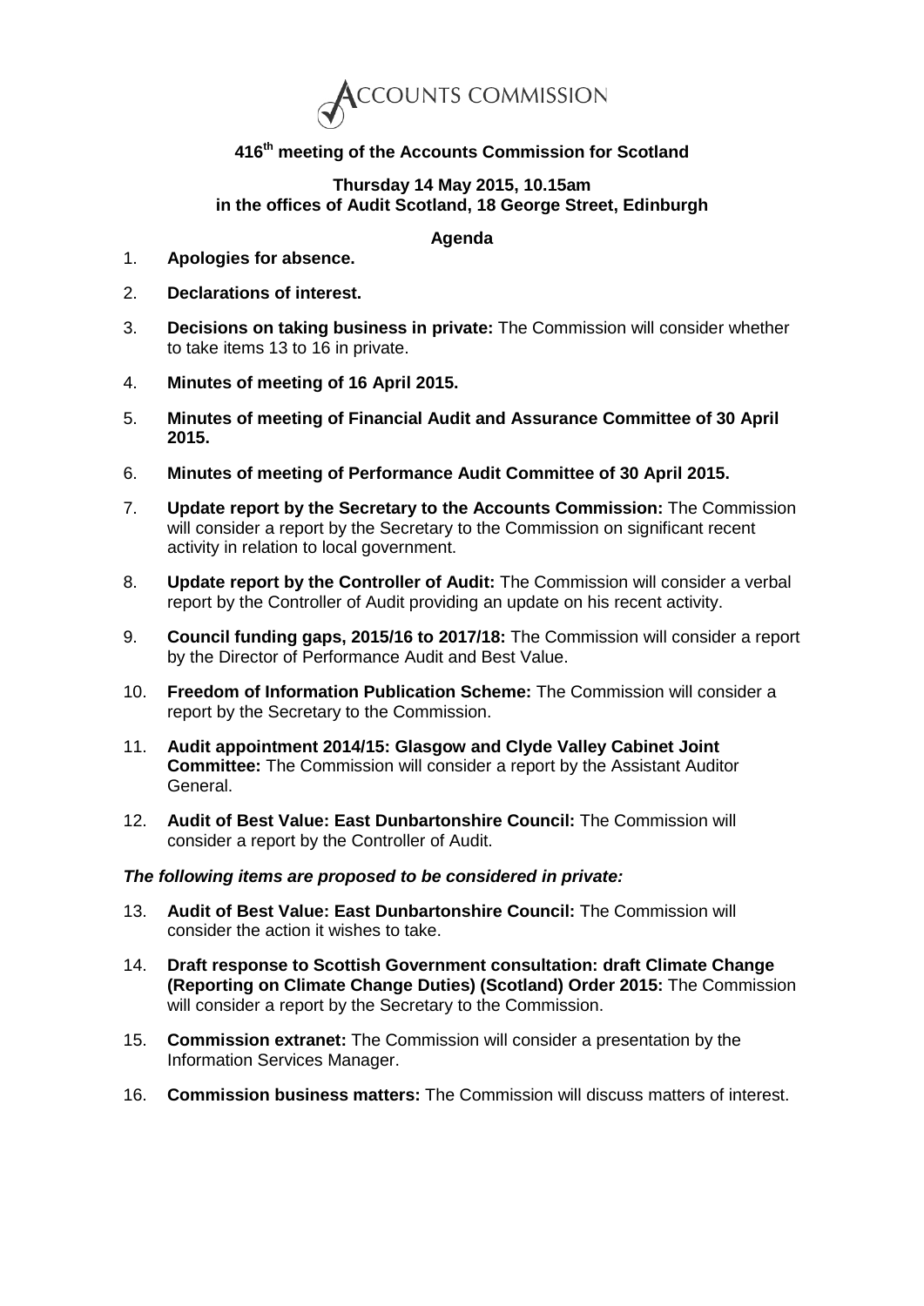ACCOUNTS COMMISSION

# 416th meeting of the Accounts Commission for Scotland

**Thursday 14 May 2015, 10.15am**
**in the offices of Audit Scotland, 18 George Street, Edinburgh**

## Agenda

1. **Apologies for absence.**
2. **Declarations of interest.**
3. **Decisions on taking business in private:** The Commission will consider whether to take items 13 to 16 in private.
4. **Minutes of meeting of 16 April 2015.**
5. **Minutes of meeting of Financial Audit and Assurance Committee of 30 April 2015.**
6. **Minutes of meeting of Performance Audit Committee of 30 April 2015.**
7. **Update report by the Secretary to the Accounts Commission:** The Commission will consider a report by the Secretary to the Commission on significant recent activity in relation to local government.
8. **Update report by the Controller of Audit:** The Commission will consider a verbal report by the Controller of Audit providing an update on his recent activity.
9. **Council funding gaps, 2015/16 to 2017/18:** The Commission will consider a report by the Director of Performance Audit and Best Value.
10. **Freedom of Information Publication Scheme:** The Commission will consider a report by the Secretary to the Commission.
11. **Audit appointment 2014/15: Glasgow and Clyde Valley Cabinet Joint Committee:** The Commission will consider a report by the Assistant Auditor General.
12. **Audit of Best Value: East Dunbartonshire Council:** The Commission will consider a report by the Controller of Audit.

***The following items are proposed to be considered in private:***

13. **Audit of Best Value: East Dunbartonshire Council:** The Commission will consider the action it wishes to take.
14. **Draft response to Scottish Government consultation: draft Climate Change (Reporting on Climate Change Duties) (Scotland) Order 2015:** The Commission will consider a report by the Secretary to the Commission.
15. **Commission extranet:** The Commission will consider a presentation by the Information Services Manager.
16. **Commission business matters:** The Commission will discuss matters of interest.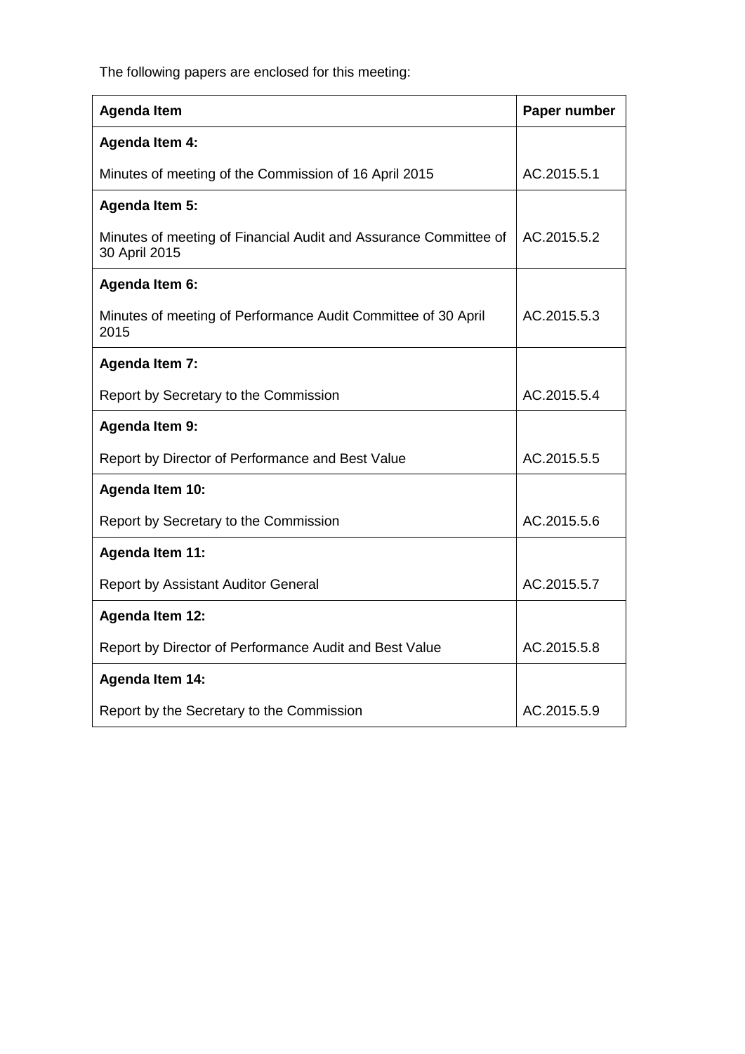The following papers are enclosed for this meeting:

| Agenda Item | Paper number |
|---|---|
| **Agenda Item 4:**<br><br>Minutes of meeting of the Commission of 16 April 2015 | AC.2015.5.1 |
| **Agenda Item 5:**<br><br>Minutes of meeting of Financial Audit and Assurance Committee of 30 April 2015 | AC.2015.5.2 |
| **Agenda Item 6:**<br><br>Minutes of meeting of Performance Audit Committee of 30 April 2015 | AC.2015.5.3 |
| **Agenda Item 7:**<br><br>Report by Secretary to the Commission | AC.2015.5.4 |
| **Agenda Item 9:**<br><br>Report by Director of Performance and Best Value | AC.2015.5.5 |
| **Agenda Item 10:**<br><br>Report by Secretary to the Commission | AC.2015.5.6 |
| **Agenda Item 11:**<br><br>Report by Assistant Auditor General | AC.2015.5.7 |
| **Agenda Item 12:**<br><br>Report by Director of Performance Audit and Best Value | AC.2015.5.8 |
| **Agenda Item 14:**<br><br>Report by the Secretary to the Commission | AC.2015.5.9 |